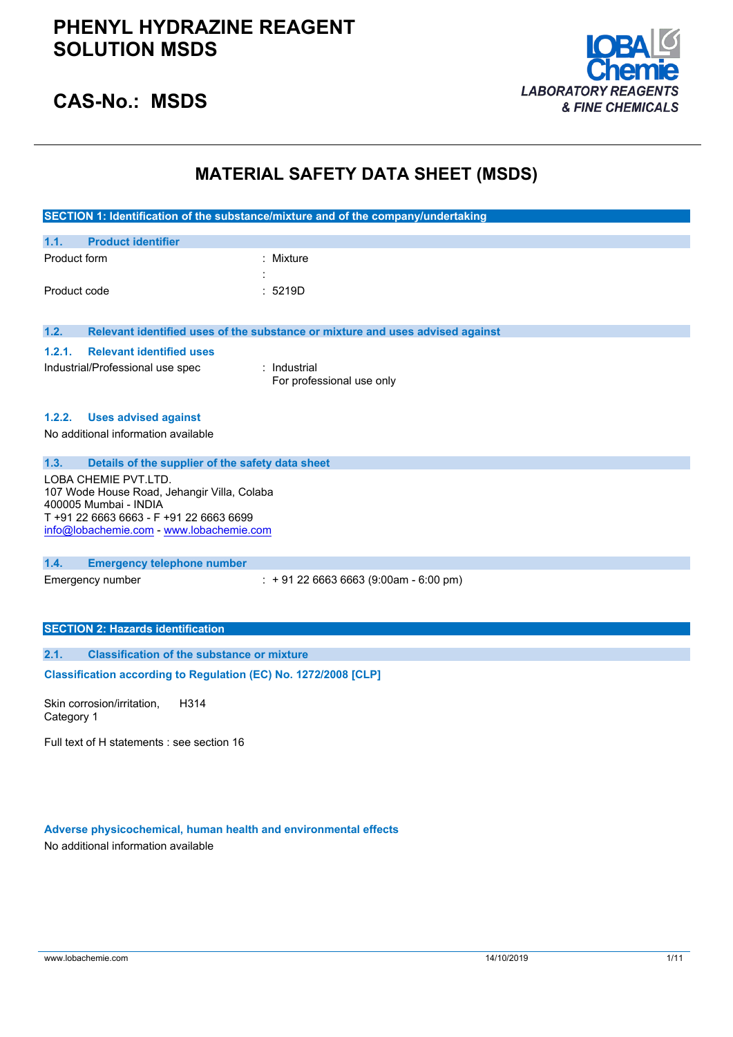# PHENYL HYDRAZINE REAGENT SOLUTION MSDS

## CAS-No.: MSDS

LOBA Chemie
*LABORATORY REAGENTS & FINE CHEMICALS*

# MATERIAL SAFETY DATA SHEET (MSDS)

## SECTION 1: Identification of the substance/mixture and of the company/undertaking

### 1.1. Product identifier

Product form : Mixture

:

Product code : 5219D

### 1.2. Relevant identified uses of the substance or mixture and uses advised against

#### 1.2.1. Relevant identified uses

Industrial/Professional use spec : Industrial
For professional use only

#### 1.2.2. Uses advised against

No additional information available

### 1.3. Details of the supplier of the safety data sheet

LOBA CHEMIE PVT.LTD.
107 Wode House Road, Jehangir Villa, Colaba
400005 Mumbai - INDIA
T +91 22 6663 6663 - F +91 22 6663 6699
info@lobachemie.com - www.lobachemie.com

### 1.4. Emergency telephone number

Emergency number : + 91 22 6663 6663 (9:00am - 6:00 pm)

## SECTION 2: Hazards identification

### 2.1. Classification of the substance or mixture

**Classification according to Regulation (EC) No. 1272/2008 [CLP]**

Skin corrosion/irritation, Category 1 H314

Full text of H statements : see section 16

**Adverse physicochemical, human health and environmental effects**

No additional information available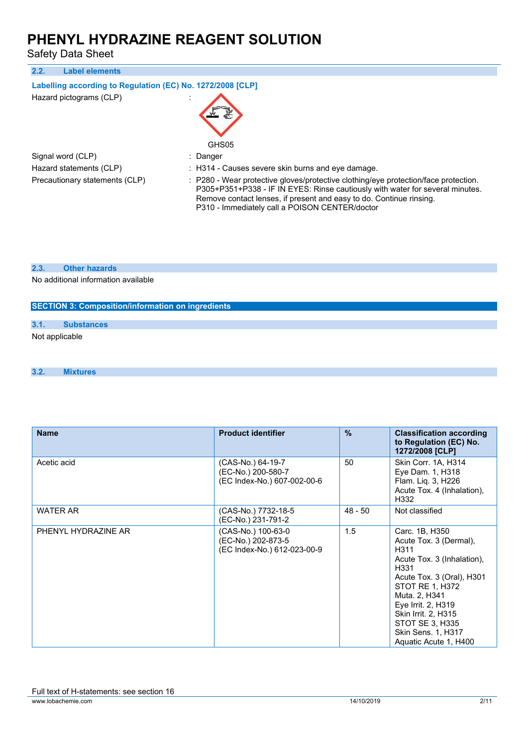### 2.2. Label elements

**Labelling according to Regulation (EC) No. 1272/2008 [CLP]**

Hazard pictograms (CLP) :

GHS05

Signal word (CLP) : Danger

Hazard statements (CLP) : H314 - Causes severe skin burns and eye damage.

Precautionary statements (CLP) : P280 - Wear protective gloves/protective clothing/eye protection/face protection.
P305+P351+P338 - IF IN EYES: Rinse cautiously with water for several minutes. Remove contact lenses, if present and easy to do. Continue rinsing.
P310 - Immediately call a POISON CENTER/doctor

### 2.3. Other hazards

No additional information available

## SECTION 3: Composition/information on ingredients

### 3.1. Substances

Not applicable

### 3.2. Mixtures

| Name | Product identifier | % | Classification according to Regulation (EC) No. 1272/2008 [CLP] |
|---|---|---|---|
| Acetic acid | (CAS-No.) 64-19-7<br>(EC-No.) 200-580-7<br>(EC Index-No.) 607-002-00-6 | 50 | Skin Corr. 1A, H314<br>Eye Dam. 1, H318<br>Flam. Liq. 3, H226<br>Acute Tox. 4 (Inhalation), H332 |
| WATER AR | (CAS-No.) 7732-18-5<br>(EC-No.) 231-791-2 | 48 - 50 | Not classified |
| PHENYL HYDRAZINE AR | (CAS-No.) 100-63-0<br>(EC-No.) 202-873-5<br>(EC Index-No.) 612-023-00-9 | 1.5 | Carc. 1B, H350<br>Acute Tox. 3 (Dermal), H311<br>Acute Tox. 3 (Inhalation), H331<br>Acute Tox. 3 (Oral), H301<br>STOT RE 1, H372<br>Muta. 2, H341<br>Eye Irrit. 2, H319<br>Skin Irrit. 2, H315<br>STOT SE 3, H335<br>Skin Sens. 1, H317<br>Aquatic Acute 1, H400 |

Full text of H-statements: see section 16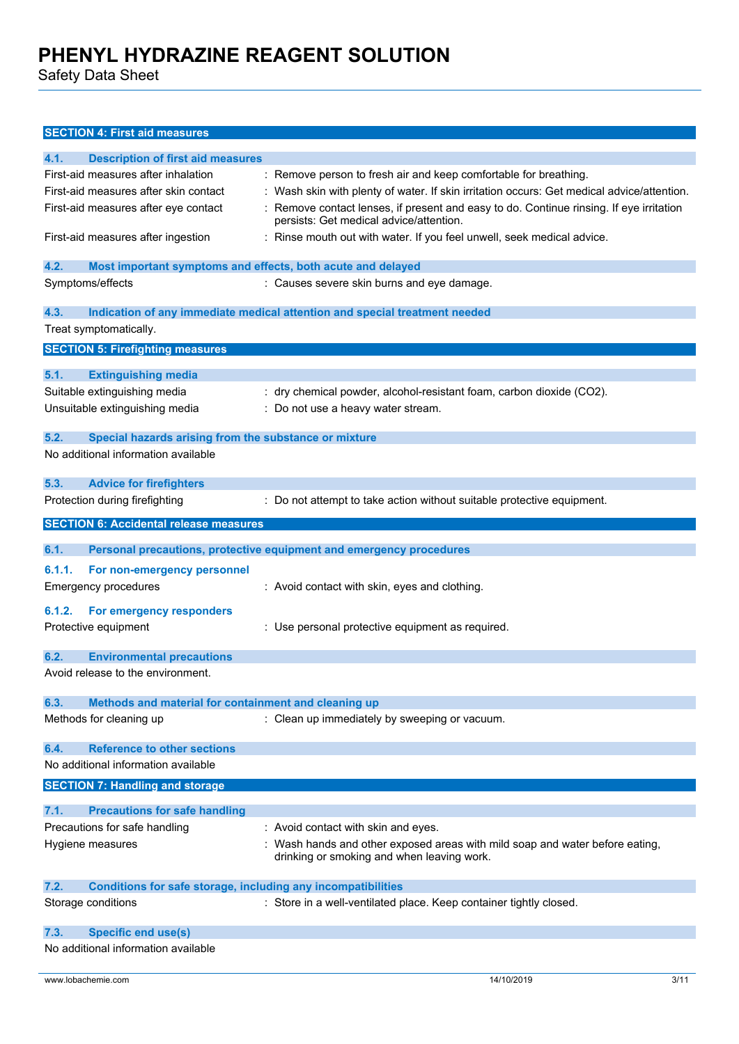## SECTION 4: First aid measures

### 4.1. Description of first aid measures

| | |
|---|---|
| First-aid measures after inhalation | : Remove person to fresh air and keep comfortable for breathing. |
| First-aid measures after skin contact | : Wash skin with plenty of water. If skin irritation occurs: Get medical advice/attention. |
| First-aid measures after eye contact | : Remove contact lenses, if present and easy to do. Continue rinsing. If eye irritation persists: Get medical advice/attention. |
| First-aid measures after ingestion | : Rinse mouth out with water. If you feel unwell, seek medical advice. |

### 4.2. Most important symptoms and effects, both acute and delayed

| | |
|---|---|
| Symptoms/effects | : Causes severe skin burns and eye damage. |

### 4.3. Indication of any immediate medical attention and special treatment needed

Treat symptomatically.

## SECTION 5: Firefighting measures

### 5.1. Extinguishing media

| | |
|---|---|
| Suitable extinguishing media | : dry chemical powder, alcohol-resistant foam, carbon dioxide ($CO_2$). |
| Unsuitable extinguishing media | : Do not use a heavy water stream. |

### 5.2. Special hazards arising from the substance or mixture

No additional information available

### 5.3. Advice for firefighters

| | |
|---|---|
| Protection during firefighting | : Do not attempt to take action without suitable protective equipment. |

## SECTION 6: Accidental release measures

### 6.1. Personal precautions, protective equipment and emergency procedures

#### 6.1.1. For non-emergency personnel

| | |
|---|---|
| Emergency procedures | : Avoid contact with skin, eyes and clothing. |

#### 6.1.2. For emergency responders

| | |
|---|---|
| Protective equipment | : Use personal protective equipment as required. |

### 6.2. Environmental precautions

Avoid release to the environment.

### 6.3. Methods and material for containment and cleaning up

| | |
|---|---|
| Methods for cleaning up | : Clean up immediately by sweeping or vacuum. |

### 6.4. Reference to other sections

No additional information available

## SECTION 7: Handling and storage

### 7.1. Precautions for safe handling

| | |
|---|---|
| Precautions for safe handling | : Avoid contact with skin and eyes. |
| Hygiene measures | : Wash hands and other exposed areas with mild soap and water before eating, drinking or smoking and when leaving work. |

### 7.2. Conditions for safe storage, including any incompatibilities

| | |
|---|---|
| Storage conditions | : Store in a well-ventilated place. Keep container tightly closed. |

### 7.3. Specific end use(s)

No additional information available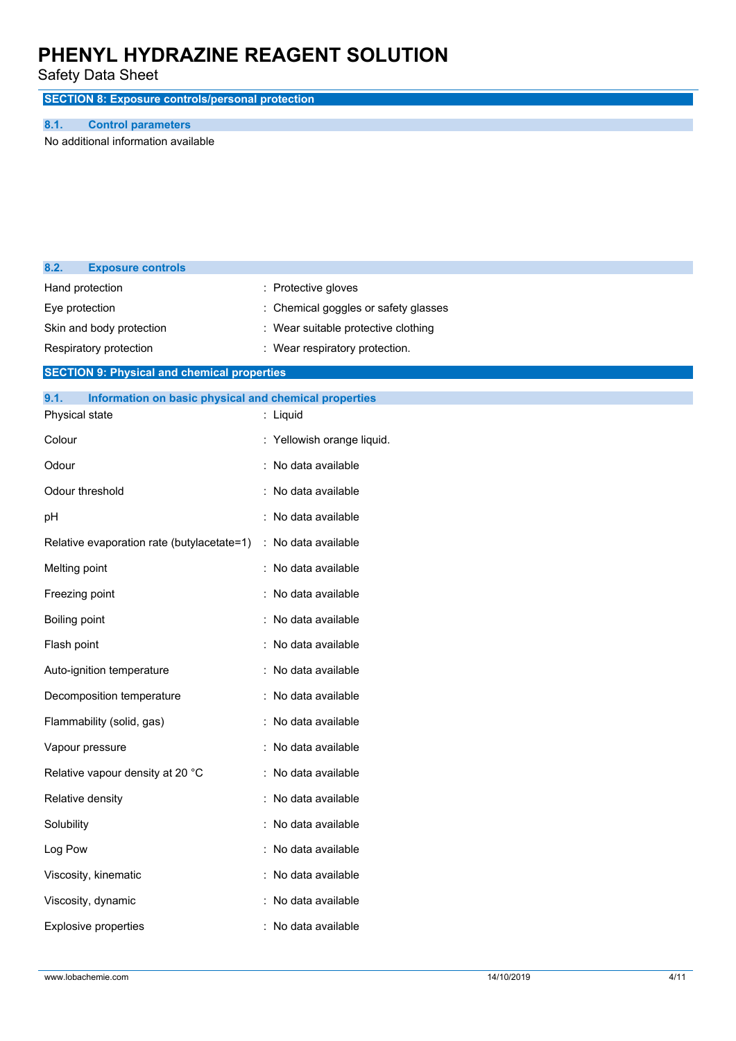## SECTION 8: Exposure controls/personal protection

### 8.1. Control parameters

No additional information available

### 8.2. Exposure controls

| | |
|---|---|
| Hand protection | : Protective gloves |
| Eye protection | : Chemical goggles or safety glasses |
| Skin and body protection | : Wear suitable protective clothing |
| Respiratory protection | : Wear respiratory protection. |

## SECTION 9: Physical and chemical properties

### 9.1. Information on basic physical and chemical properties

| | |
|---|---|
| Physical state | : Liquid |
| Colour | : Yellowish orange liquid. |
| Odour | : No data available |
| Odour threshold | : No data available |
| pH | : No data available |
| Relative evaporation rate (butylacetate=1) | : No data available |
| Melting point | : No data available |
| Freezing point | : No data available |
| Boiling point | : No data available |
| Flash point | : No data available |
| Auto-ignition temperature | : No data available |
| Decomposition temperature | : No data available |
| Flammability (solid, gas) | : No data available |
| Vapour pressure | : No data available |
| Relative vapour density at 20 °C | : No data available |
| Relative density | : No data available |
| Solubility | : No data available |
| Log Pow | : No data available |
| Viscosity, kinematic | : No data available |
| Viscosity, dynamic | : No data available |
| Explosive properties | : No data available |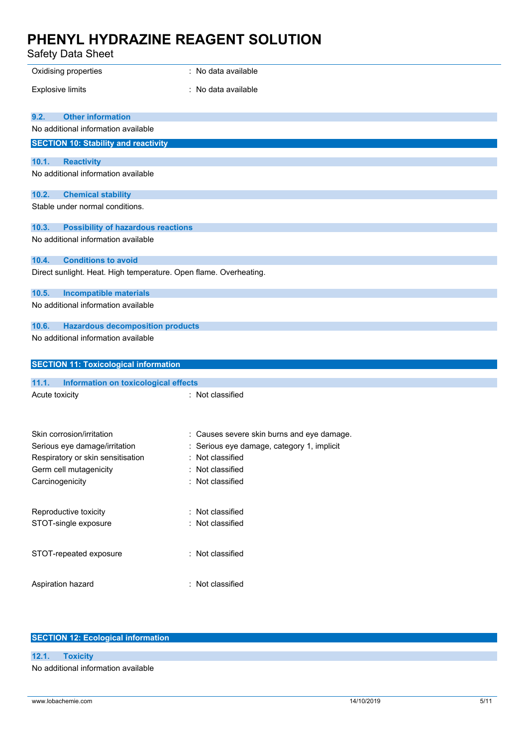| | |
|---|---|
| Oxidising properties | : No data available |
| Explosive limits | : No data available |

### 9.2. Other information

No additional information available

## SECTION 10: Stability and reactivity

### 10.1. Reactivity

No additional information available

### 10.2. Chemical stability

Stable under normal conditions.

### 10.3. Possibility of hazardous reactions

No additional information available

### 10.4. Conditions to avoid

Direct sunlight. Heat. High temperature. Open flame. Overheating.

### 10.5. Incompatible materials

No additional information available

### 10.6. Hazardous decomposition products

No additional information available

## SECTION 11: Toxicological information

### 11.1. Information on toxicological effects

| | |
|---|---|
| Acute toxicity | : Not classified |
| Skin corrosion/irritation | : Causes severe skin burns and eye damage. |
| Serious eye damage/irritation | : Serious eye damage, category 1, implicit |
| Respiratory or skin sensitisation | : Not classified |
| Germ cell mutagenicity | : Not classified |
| Carcinogenicity | : Not classified |
| Reproductive toxicity | : Not classified |
| STOT-single exposure | : Not classified |
| STOT-repeated exposure | : Not classified |
| Aspiration hazard | : Not classified |

## SECTION 12: Ecological information

### 12.1. Toxicity

No additional information available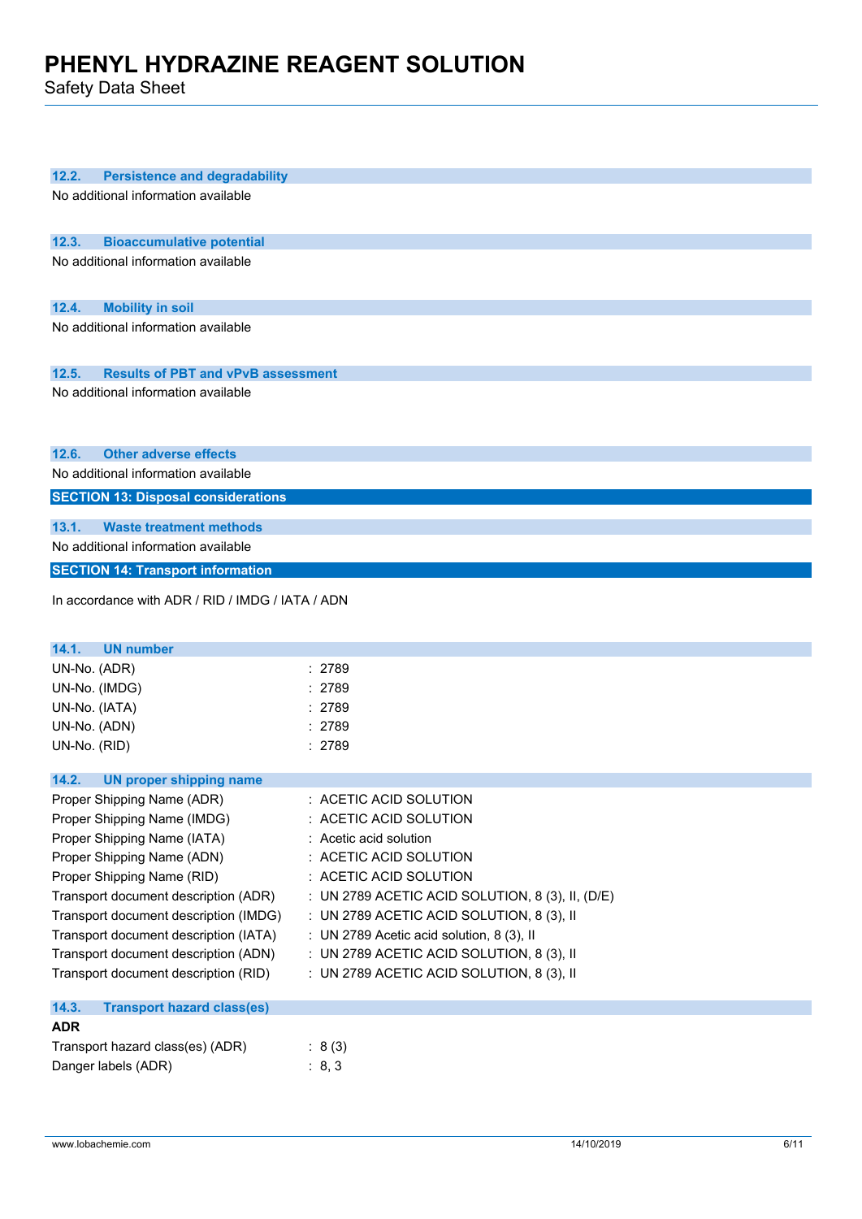### 12.2. Persistence and degradability

No additional information available

### 12.3. Bioaccumulative potential

No additional information available

### 12.4. Mobility in soil

No additional information available

### 12.5. Results of PBT and vPvB assessment

No additional information available

### 12.6. Other adverse effects

No additional information available

## SECTION 13: Disposal considerations

### 13.1. Waste treatment methods

No additional information available

## SECTION 14: Transport information

In accordance with ADR / RID / IMDG / IATA / ADN

### 14.1. UN number

| | |
|---|---|
| UN-No. (ADR) | : 2789 |
| UN-No. (IMDG) | : 2789 |
| UN-No. (IATA) | : 2789 |
| UN-No. (ADN) | : 2789 |
| UN-No. (RID) | : 2789 |

### 14.2. UN proper shipping name

| | |
|---|---|
| Proper Shipping Name (ADR) | : ACETIC ACID SOLUTION |
| Proper Shipping Name (IMDG) | : ACETIC ACID SOLUTION |
| Proper Shipping Name (IATA) | : Acetic acid solution |
| Proper Shipping Name (ADN) | : ACETIC ACID SOLUTION |
| Proper Shipping Name (RID) | : ACETIC ACID SOLUTION |
| Transport document description (ADR) | : UN 2789 ACETIC ACID SOLUTION, 8 (3), II, (D/E) |
| Transport document description (IMDG) | : UN 2789 ACETIC ACID SOLUTION, 8 (3), II |
| Transport document description (IATA) | : UN 2789 Acetic acid solution, 8 (3), II |
| Transport document description (ADN) | : UN 2789 ACETIC ACID SOLUTION, 8 (3), II |
| Transport document description (RID) | : UN 2789 ACETIC ACID SOLUTION, 8 (3), II |

### 14.3. Transport hazard class(es)

**ADR**

| | |
|---|---|
| Transport hazard class(es) (ADR) | : 8 (3) |
| Danger labels (ADR) | : 8, 3 |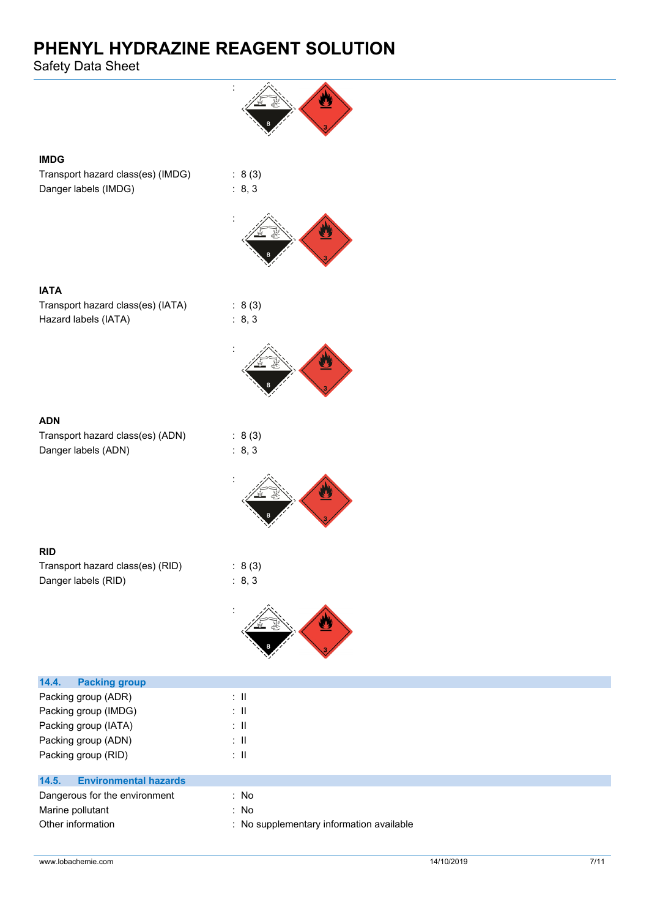:

**IMDG**

Transport hazard class(es) (IMDG) : 8 (3)
Danger labels (IMDG) : 8, 3

:

**IATA**

Transport hazard class(es) (IATA) : 8 (3)
Hazard labels (IATA) : 8, 3

:

**ADN**

Transport hazard class(es) (ADN) : 8 (3)
Danger labels (ADN) : 8, 3

:

**RID**

Transport hazard class(es) (RID) : 8 (3)
Danger labels (RID) : 8, 3

:

## 14.4. Packing group

Packing group (ADR) : II
Packing group (IMDG) : II
Packing group (IATA) : II
Packing group (ADN) : II
Packing group (RID) : II

## 14.5. Environmental hazards

Dangerous for the environment : No
Marine pollutant : No
Other information : No supplementary information available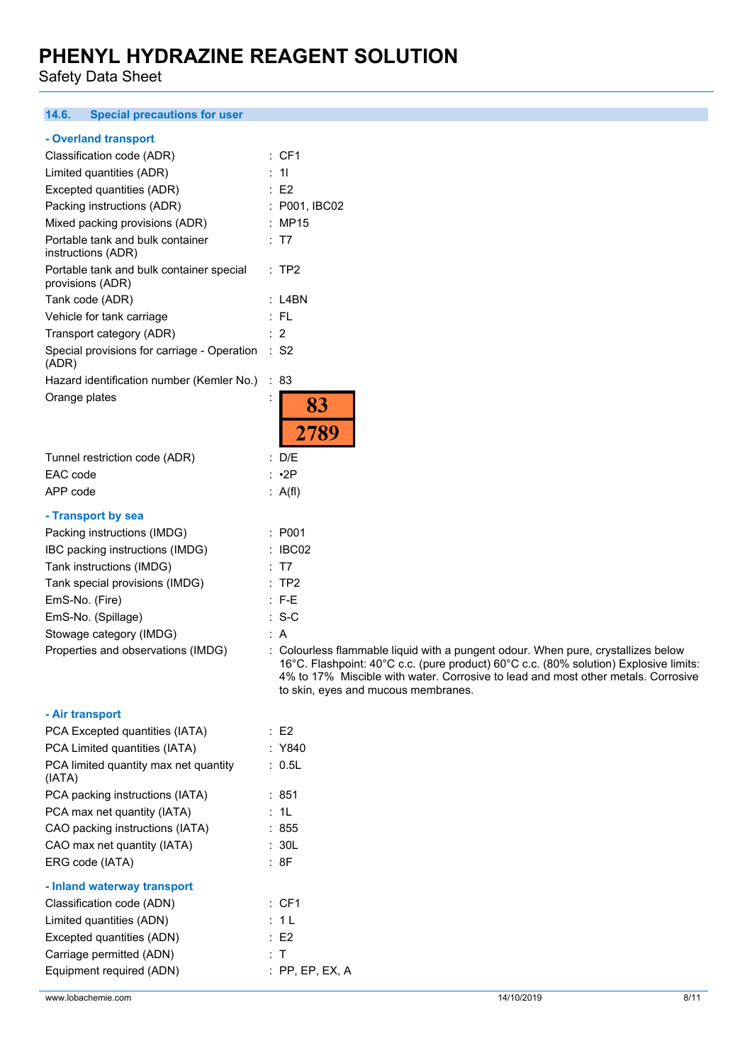## 14.6. Special precautions for user

### - Overland transport

| | |
|---|---|
| Classification code (ADR) | : CF1 |
| Limited quantities (ADR) | : 1l |
| Excepted quantities (ADR) | : E2 |
| Packing instructions (ADR) | : P001, IBC02 |
| Mixed packing provisions (ADR) | : MP15 |
| Portable tank and bulk container instructions (ADR) | : T7 |
| Portable tank and bulk container special provisions (ADR) | : TP2 |
| Tank code (ADR) | : L4BN |
| Vehicle for tank carriage | : FL |
| Transport category (ADR) | : 2 |
| Special provisions for carriage - Operation (ADR) | : S2 |
| Hazard identification number (Kemler No.) | : 83 |
| Orange plates | : 83 / 2789 |
| Tunnel restriction code (ADR) | : D/E |
| EAC code | : •2P |
| APP code | : A(fl) |

### - Transport by sea

| | |
|---|---|
| Packing instructions (IMDG) | : P001 |
| IBC packing instructions (IMDG) | : IBC02 |
| Tank instructions (IMDG) | : T7 |
| Tank special provisions (IMDG) | : TP2 |
| EmS-No. (Fire) | : F-E |
| EmS-No. (Spillage) | : S-C |
| Stowage category (IMDG) | : A |
| Properties and observations (IMDG) | : Colourless flammable liquid with a pungent odour. When pure, crystallizes below 16°C. Flashpoint: 40°C c.c. (pure product) 60°C c.c. (80% solution) Explosive limits: 4% to 17% Miscible with water. Corrosive to lead and most other metals. Corrosive to skin, eyes and mucous membranes. |

### - Air transport

| | |
|---|---|
| PCA Excepted quantities (IATA) | : E2 |
| PCA Limited quantities (IATA) | : Y840 |
| PCA limited quantity max net quantity (IATA) | : 0.5L |
| PCA packing instructions (IATA) | : 851 |
| PCA max net quantity (IATA) | : 1L |
| CAO packing instructions (IATA) | : 855 |
| CAO max net quantity (IATA) | : 30L |
| ERG code (IATA) | : 8F |

### - Inland waterway transport

| | |
|---|---|
| Classification code (ADN) | : CF1 |
| Limited quantities (ADN) | : 1 L |
| Excepted quantities (ADN) | : E2 |
| Carriage permitted (ADN) | : T |
| Equipment required (ADN) | : PP, EP, EX, A |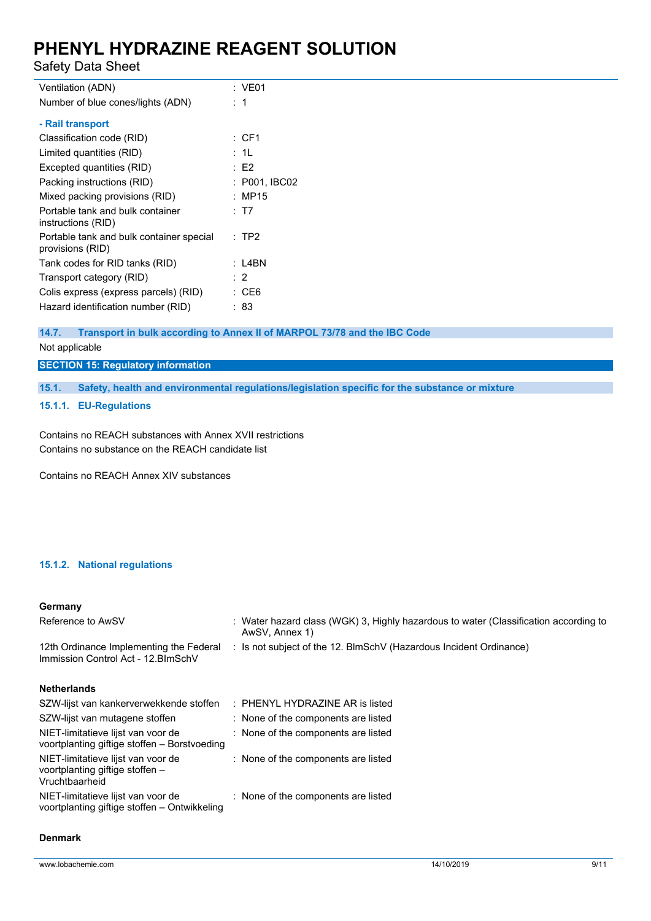| | |
|---|---|
| Ventilation (ADN) | : VE01 |
| Number of blue cones/lights (ADN) | : 1 |

**- Rail transport**

| | |
|---|---|
| Classification code (RID) | : CF1 |
| Limited quantities (RID) | : 1L |
| Excepted quantities (RID) | : E2 |
| Packing instructions (RID) | : P001, IBC02 |
| Mixed packing provisions (RID) | : MP15 |
| Portable tank and bulk container instructions (RID) | : T7 |
| Portable tank and bulk container special provisions (RID) | : TP2 |
| Tank codes for RID tanks (RID) | : L4BN |
| Transport category (RID) | : 2 |
| Colis express (express parcels) (RID) | : CE6 |
| Hazard identification number (RID) | : 83 |

### 14.7. Transport in bulk according to Annex II of MARPOL 73/78 and the IBC Code

Not applicable

## SECTION 15: Regulatory information

### 15.1. Safety, health and environmental regulations/legislation specific for the substance or mixture

#### 15.1.1. EU-Regulations

Contains no REACH substances with Annex XVII restrictions
Contains no substance on the REACH candidate list

Contains no REACH Annex XIV substances

#### 15.1.2. National regulations

**Germany**

| | |
|---|---|
| Reference to AwSV | : Water hazard class (WGK) 3, Highly hazardous to water (Classification according to AwSV, Annex 1) |
| 12th Ordinance Implementing the Federal Immission Control Act - 12.BImSchV | : Is not subject of the 12. BlmSchV (Hazardous Incident Ordinance) |

**Netherlands**

| | |
|---|---|
| SZW-lijst van kankerverwekkende stoffen | : PHENYL HYDRAZINE AR is listed |
| SZW-lijst van mutagene stoffen | : None of the components are listed |
| NIET-limitatieve lijst van voor de voortplanting giftige stoffen – Borstvoeding | : None of the components are listed |
| NIET-limitatieve lijst van voor de voortplanting giftige stoffen – Vruchtbaarheid | : None of the components are listed |
| NIET-limitatieve lijst van voor de voortplanting giftige stoffen – Ontwikkeling | : None of the components are listed |

**Denmark**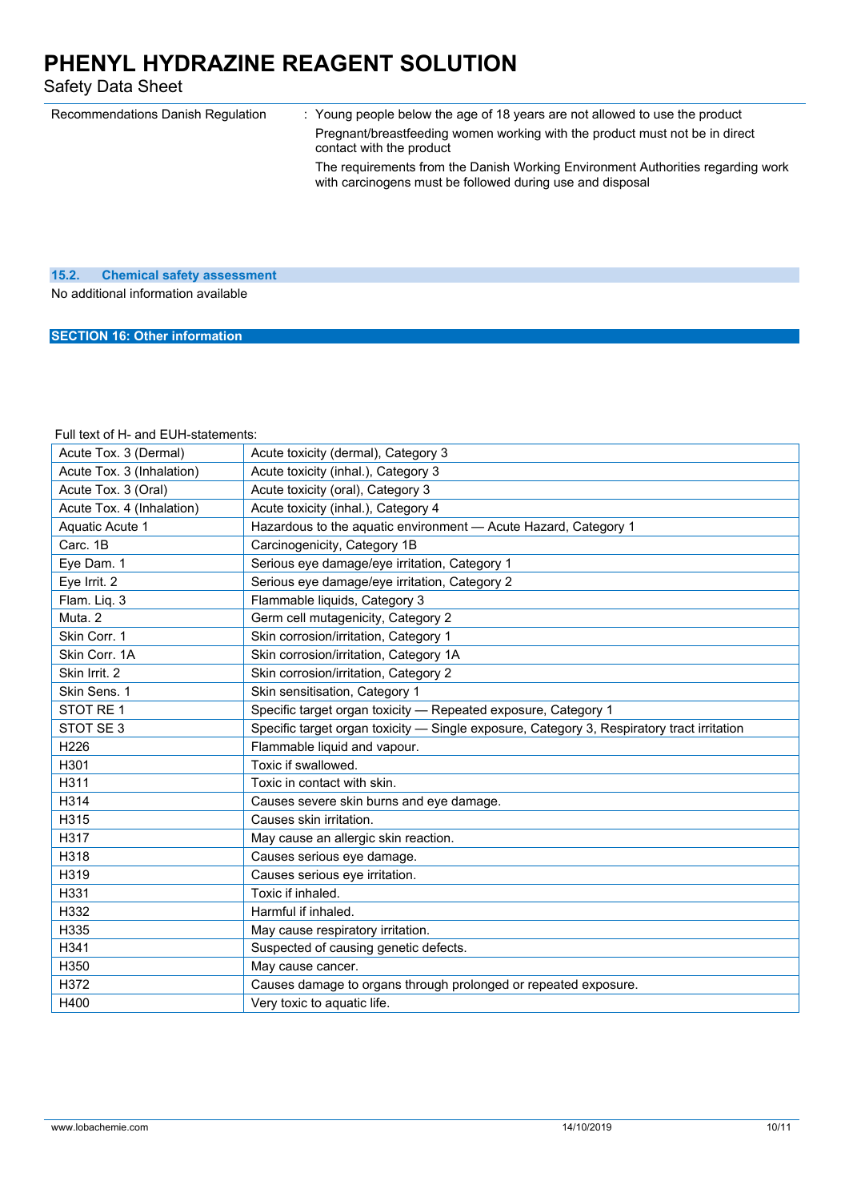Recommendations Danish Regulation : Young people below the age of 18 years are not allowed to use the product

Pregnant/breastfeeding women working with the product must not be in direct contact with the product

The requirements from the Danish Working Environment Authorities regarding work with carcinogens must be followed during use and disposal

### 15.2. Chemical safety assessment

No additional information available

## SECTION 16: Other information

Full text of H- and EUH-statements:

| | |
|---|---|
| Acute Tox. 3 (Dermal) | Acute toxicity (dermal), Category 3 |
| Acute Tox. 3 (Inhalation) | Acute toxicity (inhal.), Category 3 |
| Acute Tox. 3 (Oral) | Acute toxicity (oral), Category 3 |
| Acute Tox. 4 (Inhalation) | Acute toxicity (inhal.), Category 4 |
| Aquatic Acute 1 | Hazardous to the aquatic environment — Acute Hazard, Category 1 |
| Carc. 1B | Carcinogenicity, Category 1B |
| Eye Dam. 1 | Serious eye damage/eye irritation, Category 1 |
| Eye Irrit. 2 | Serious eye damage/eye irritation, Category 2 |
| Flam. Liq. 3 | Flammable liquids, Category 3 |
| Muta. 2 | Germ cell mutagenicity, Category 2 |
| Skin Corr. 1 | Skin corrosion/irritation, Category 1 |
| Skin Corr. 1A | Skin corrosion/irritation, Category 1A |
| Skin Irrit. 2 | Skin corrosion/irritation, Category 2 |
| Skin Sens. 1 | Skin sensitisation, Category 1 |
| STOT RE 1 | Specific target organ toxicity — Repeated exposure, Category 1 |
| STOT SE 3 | Specific target organ toxicity — Single exposure, Category 3, Respiratory tract irritation |
| H226 | Flammable liquid and vapour. |
| H301 | Toxic if swallowed. |
| H311 | Toxic in contact with skin. |
| H314 | Causes severe skin burns and eye damage. |
| H315 | Causes skin irritation. |
| H317 | May cause an allergic skin reaction. |
| H318 | Causes serious eye damage. |
| H319 | Causes serious eye irritation. |
| H331 | Toxic if inhaled. |
| H332 | Harmful if inhaled. |
| H335 | May cause respiratory irritation. |
| H341 | Suspected of causing genetic defects. |
| H350 | May cause cancer. |
| H372 | Causes damage to organs through prolonged or repeated exposure. |
| H400 | Very toxic to aquatic life. |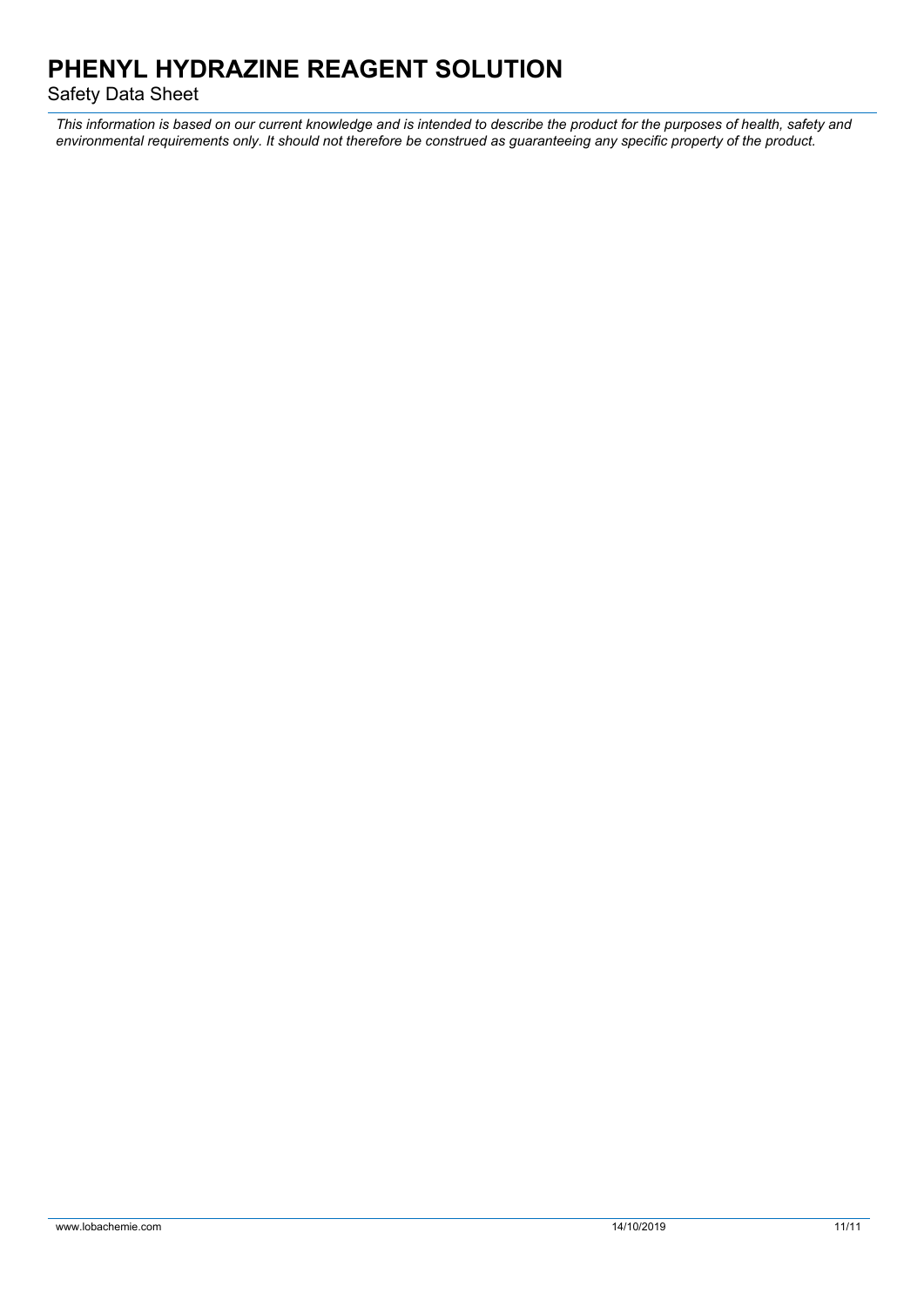*This information is based on our current knowledge and is intended to describe the product for the purposes of health, safety and environmental requirements only. It should not therefore be construed as guaranteeing any specific property of the product.*